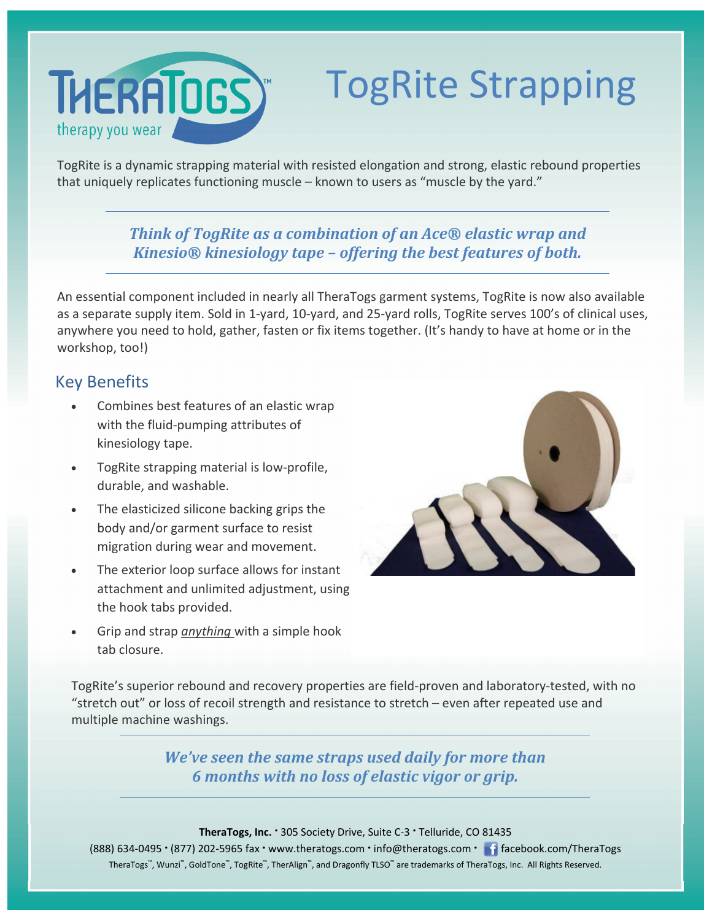# TogRite Strapping

TogRite is a dynamic strapping material with resisted elongation and strong, elastic rebound properties that uniquely replicates functioning muscle – known to users as "muscle by the yard."

***Think of TogRite as a combination of an Ace® elastic wrap and Kinesio® kinesiology tape – offering the best features of both.***

An essential component included in nearly all TheraTogs garment systems, TogRite is now also available as a separate supply item. Sold in 1-yard, 10-yard, and 25-yard rolls, TogRite serves 100's of clinical uses, anywhere you need to hold, gather, fasten or fix items together. (It's handy to have at home or in the workshop, too!)

## Key Benefits

- Combines best features of an elastic wrap with the fluid-pumping attributes of kinesiology tape.
- TogRite strapping material is low-profile, durable, and washable.
- The elasticized silicone backing grips the body and/or garment surface to resist migration during wear and movement.
- The exterior loop surface allows for instant attachment and unlimited adjustment, using the hook tabs provided.
- Grip and strap *anything* with a simple hook tab closure.

TogRite's superior rebound and recovery properties are field-proven and laboratory-tested, with no "stretch out" or loss of recoil strength and resistance to stretch – even after repeated use and multiple machine washings.

***We've seen the same straps used daily for more than 6 months with no loss of elastic vigor or grip.***

**TheraTogs, Inc.** • 305 Society Drive, Suite C-3 • Telluride, CO 81435

(888) 634-0495 • (877) 202-5965 fax • www.theratogs.com • info@theratogs.com • facebook.com/TheraTogs

TheraTogs™, Wunzi™, GoldTone™, TogRite™, TherAlign™, and Dragonfly TLSO™ are trademarks of TheraTogs, Inc. All Rights Reserved.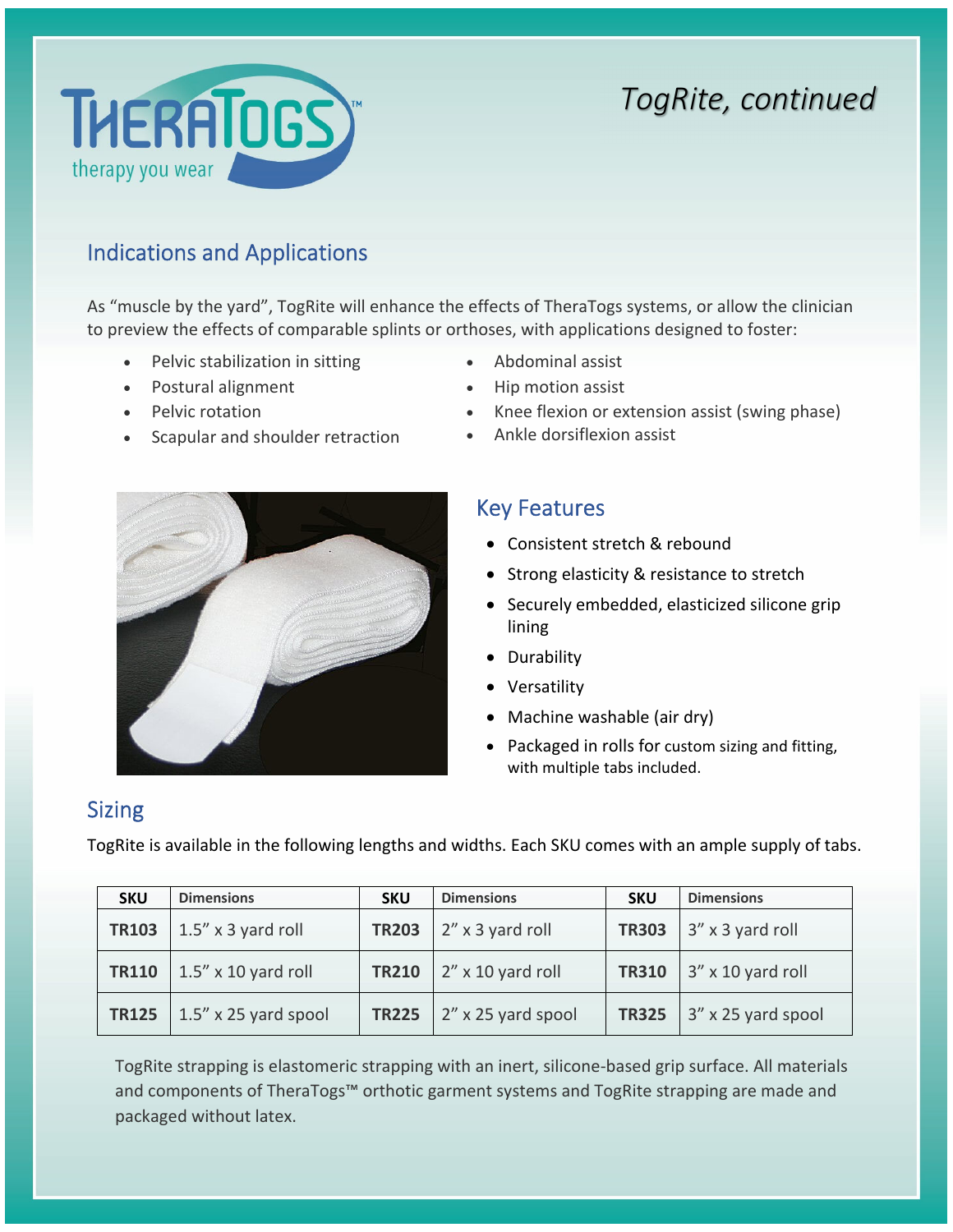# TogRite, continued

## Indications and Applications

As "muscle by the yard", TogRite will enhance the effects of TheraTogs systems, or allow the clinician to preview the effects of comparable splints or orthoses, with applications designed to foster:

- Pelvic stabilization in sitting
- Postural alignment
- Pelvic rotation
- Scapular and shoulder retraction
- Abdominal assist
- Hip motion assist
- Knee flexion or extension assist (swing phase)
- Ankle dorsiflexion assist

## Key Features

- Consistent stretch & rebound
- Strong elasticity & resistance to stretch
- Securely embedded, elasticized silicone grip lining
- Durability
- Versatility
- Machine washable (air dry)
- Packaged in rolls for custom sizing and fitting, with multiple tabs included.

## Sizing

TogRite is available in the following lengths and widths. Each SKU comes with an ample supply of tabs.

| SKU | Dimensions | SKU | Dimensions | SKU | Dimensions |
|---|---|---|---|---|---|
| **TR103** | 1.5" x 3 yard roll | **TR203** | 2" x 3 yard roll | **TR303** | 3" x 3 yard roll |
| **TR110** | 1.5" x 10 yard roll | **TR210** | 2" x 10 yard roll | **TR310** | 3" x 10 yard roll |
| **TR125** | 1.5" x 25 yard spool | **TR225** | 2" x 25 yard spool | **TR325** | 3" x 25 yard spool |

TogRite strapping is elastomeric strapping with an inert, silicone-based grip surface. All materials and components of TheraTogs™ orthotic garment systems and TogRite strapping are made and packaged without latex.